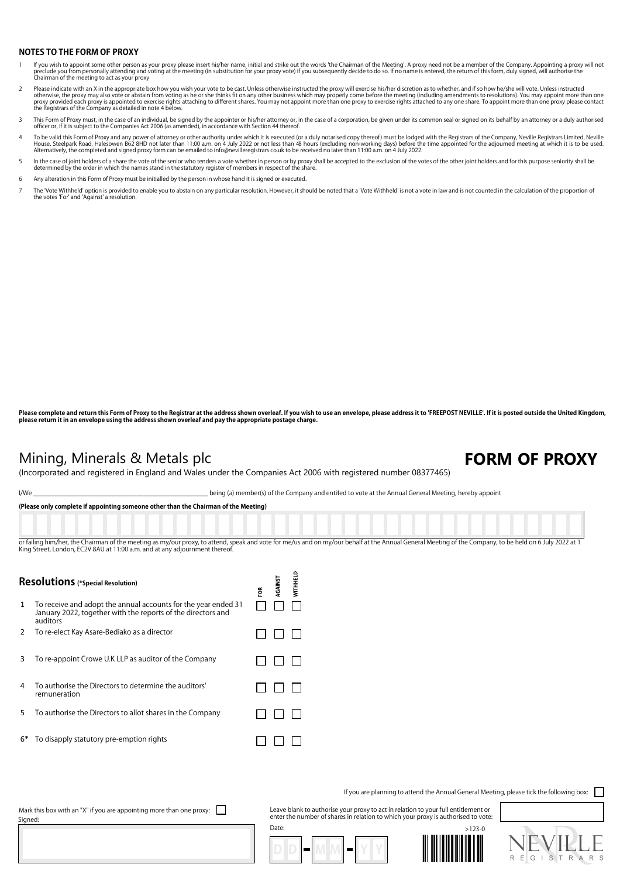## NOTES TO THE FORM OF PROXY

1. If you wish to appoint some other person as your proxy please insert his/her name, initial and strike out the words 'the Chairman of the Meeting'. A proxy need not be a member of the Company. Appointing a proxy will not preclude you from personally attending and voting at the meeting (in substitution for your proxy vote) if you subsequently decide to do so. If no name is entered, the return of this form, duly signed, will authorise the Chairman of the meeting to act as your proxy
2. Please indicate with an X in the appropriate box how you wish your vote to be cast. Unless otherwise instructed the proxy will exercise his/her discretion as to whether, and if so how he/she will vote. Unless instructed otherwise, the proxy may also vote or abstain from voting as he or she thinks fit on any other business which may properly come before the meeting (including amendments to resolutions). You may appoint more than one proxy provided each proxy is appointed to exercise rights attaching to different shares. You may not appoint more than one proxy to exercise rights attached to any one share. To appoint more than one proxy please contact the Registrars of the Company as detailed in note 4 below.
3. This Form of Proxy must, in the case of an individual, be signed by the appointer or his/her attorney or, in the case of a corporation, be given under its common seal or signed on its behalf by an attorney or a duly authorised officer or, if it is subject to the Companies Act 2006 (as amended), in accordance with Section 44 thereof.
4. To be valid this Form of Proxy and any power of attorney or other authority under which it is executed (or a duly notarised copy thereof) must be lodged with the Registrars of the Company, Neville Registrars Limited, Neville House, Steelpark Road, Halesowen B62 8HD not later than 11:00 a.m. on 4 July 2022 or not less than 48 hours (excluding non-working days) before the time appointed for the adjourned meeting at which it is to be used. Alternatively, the completed and signed proxy form can be emailed to info@nevilleregistrars.co.uk to be received no later than 11:00 a.m. on 4 July 2022.
5. In the case of joint holders of a share the vote of the senior who tenders a vote whether in person or by proxy shall be accepted to the exclusion of the votes of the other joint holders and for this purpose seniority shall be determined by the order in which the names stand in the statutory register of members in respect of the share.
6. Any alteration in this Form of Proxy must be initialled by the person in whose hand it is signed or executed.
7. The 'Vote Withheld' option is provided to enable you to abstain on any particular resolution. However, it should be noted that a 'Vote Withheld' is not a vote in law and is not counted in the calculation of the proportion of the votes 'For' and 'Against' a resolution.

**Please complete and return this Form of Proxy to the Registrar at the address shown overleaf. If you wish to use an envelope, please address it to 'FREEPOST NEVILLE'. If it is posted outside the United Kingdom, please return it in an envelope using the address shown overleaf and pay the appropriate postage charge.**

# Mining, Minerals & Metals plc

# FORM OF PROXY

(Incorporated and registered in England and Wales under the Companies Act 2006 with registered number 08377465)

I/We ______________________________________________ being (a) member(s) of the Company and entitled to vote at the Annual General Meeting, hereby appoint

**(Please only complete if appointing someone other than the Chairman of the Meeting)**

or failing him/her, the Chairman of the meeting as my/our proxy, to attend, speak and vote for me/us and on my/our behalf at the Annual General Meeting of the Company, to be held on 6 July 2022 at 1 King Street, London, EC2V 8AU at 11:00 a.m. and at any adjournment thereof.

| | **Resolutions** (*Special Resolution) | FOR | AGAINST | WITHHELD |
|---|---|---|---|---|
| 1 | To receive and adopt the annual accounts for the year ended 31 January 2022, together with the reports of the directors and auditors | ☐ | ☐ | ☐ |
| 2 | To re-elect Kay Asare-Bediako as a director | ☐ | ☐ | ☐ |
| 3 | To re-appoint Crowe U.K LLP as auditor of the Company | ☐ | ☐ | ☐ |
| 4 | To authorise the Directors to determine the auditors' remuneration | ☐ | ☐ | ☐ |
| 5 | To authorise the Directors to allot shares in the Company | ☐ | ☐ | ☐ |
| 6* | To disapply statutory pre-emption rights | ☐ | ☐ | ☐ |

If you are planning to attend the Annual General Meeting, please tick the following box: ☐

Mark this box with an "X" if you are appointing more than one proxy: ☐

Signed:

Leave blank to authorise your proxy to act in relation to your full entitlement or enter the number of shares in relation to which your proxy is authorised to vote:

Date: DD - MM - YY

>123-0

NEVILLE REGISTRARS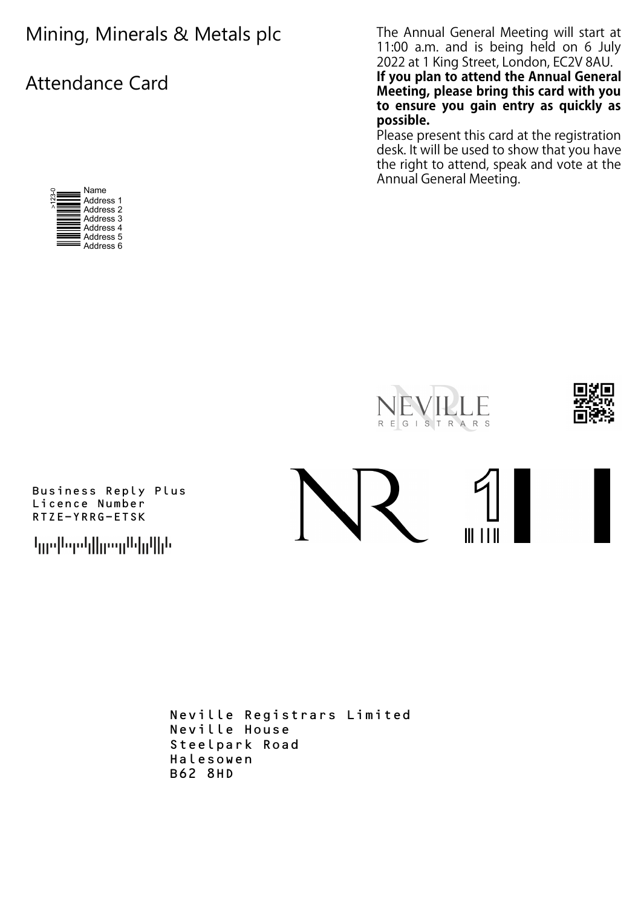# Mining, Minerals & Metals plc

## Attendance Card

Name
Address 1
Address 2
Address 3
Address 4
Address 5
Address 6

The Annual General Meeting will start at 11:00 a.m. and is being held on 6 July 2022 at 1 King Street, London, EC2V 8AU.

**If you plan to attend the Annual General Meeting, please bring this card with you to ensure you gain entry as quickly as possible.**

Please present this card at the registration desk. It will be used to show that you have the right to attend, speak and vote at the Annual General Meeting.

NEVILLE
REGISTRARS

Business Reply Plus
Licence Number
RTZE-YRRG-ETSK

NR 1

Neville Registrars Limited
Neville House
Steelpark Road
Halesowen
B62 8HD